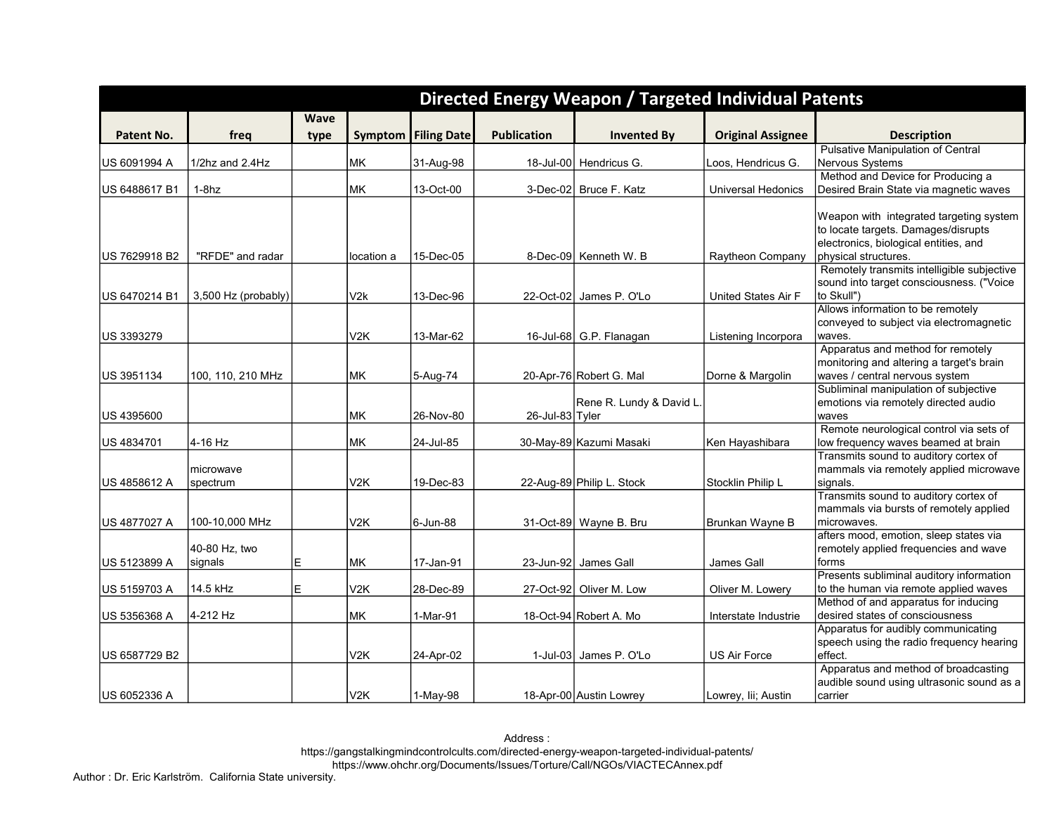# Directed Energy Weapon / Targeted Individual Patents

| Patent No. | freq | Wave type | Symptom | Filing Date | Publication | Invented By | Original Assignee | Description |
|---|---|---|---|---|---|---|---|---|
| US 6091994 A | 1/2hz and 2.4Hz | | MK | 31-Aug-98 | 18-Jul-00 | Hendricus G. | Loos, Hendricus G. | Pulsative Manipulation of Central Nervous Systems |
| US 6488617 B1 | 1-8hz | | MK | 13-Oct-00 | 3-Dec-02 | Bruce F. Katz | Universal Hedonics | Method and Device for Producing a Desired Brain State via magnetic waves |
| US 7629918 B2 | "RFDE" and radar | | location a | 15-Dec-05 | 8-Dec-09 | Kenneth W. B | Raytheon Company | Weapon with integrated targeting system to locate targets. Damages/disrupts electronics, biological entities, and physical structures. |
| US 6470214 B1 | 3,500 Hz (probably) | | V2k | 13-Dec-96 | 22-Oct-02 | James P. O'Lo | United States Air F | Remotely transmits intelligible subjective sound into target consciousness. ("Voice to Skull") |
| US 3393279 | | | V2K | 13-Mar-62 | 16-Jul-68 | G.P. Flanagan | Listening Incorpora | Allows information to be remotely conveyed to subject via electromagnetic waves. |
| US 3951134 | 100, 110, 210 MHz | | MK | 5-Aug-74 | 20-Apr-76 | Robert G. Mal | Dorne & Margolin | Apparatus and method for remotely monitoring and altering a target's brain waves / central nervous system |
| US 4395600 | | | MK | 26-Nov-80 | 26-Jul-83 | Rene R. Lundy & David L. Tyler | | Subliminal manipulation of subjective emotions via remotely directed audio waves |
| US 4834701 | 4-16 Hz | | MK | 24-Jul-85 | 30-May-89 | Kazumi Masaki | Ken Hayashibara | Remote neurological control via sets of low frequency waves beamed at brain |
| US 4858612 A | microwave spectrum | | V2K | 19-Dec-83 | 22-Aug-89 | Philip L. Stock | Stocklin Philip L | Transmits sound to auditory cortex of mammals via remotely applied microwave signals. |
| US 4877027 A | 100-10,000 MHz | | V2K | 6-Jun-88 | 31-Oct-89 | Wayne B. Bru | Brunkan Wayne B | Transmits sound to auditory cortex of mammals via bursts of remotely applied microwaves. |
| US 5123899 A | 40-80 Hz, two signals | E | MK | 17-Jan-91 | 23-Jun-92 | James Gall | James Gall | afters mood, emotion, sleep states via remotely applied frequencies and wave forms |
| US 5159703 A | 14.5 kHz | E | V2K | 28-Dec-89 | 27-Oct-92 | Oliver M. Low | Oliver M. Lowery | Presents subliminal auditory information to the human via remote applied waves |
| US 5356368 A | 4-212 Hz | | MK | 1-Mar-91 | 18-Oct-94 | Robert A. Mo | Interstate Industrie | Method of and apparatus for inducing desired states of consciousness |
| US 6587729 B2 | | | V2K | 24-Apr-02 | 1-Jul-03 | James P. O'Lo | US Air Force | Apparatus for audibly communicating speech using the radio frequency hearing effect. |
| US 6052336 A | | | V2K | 1-May-98 | 18-Apr-00 | Austin Lowrey | Lowrey, Iii; Austin | Apparatus and method of broadcasting audible sound using ultrasonic sound as a carrier |

Address :
https://gangstalkingmindcontrolcults.com/directed-energy-weapon-targeted-individual-patents/
https://www.ohchr.org/Documents/Issues/Torture/Call/NGOs/VIACTECAnnex.pdf

Author : Dr. Eric Karlström. California State university.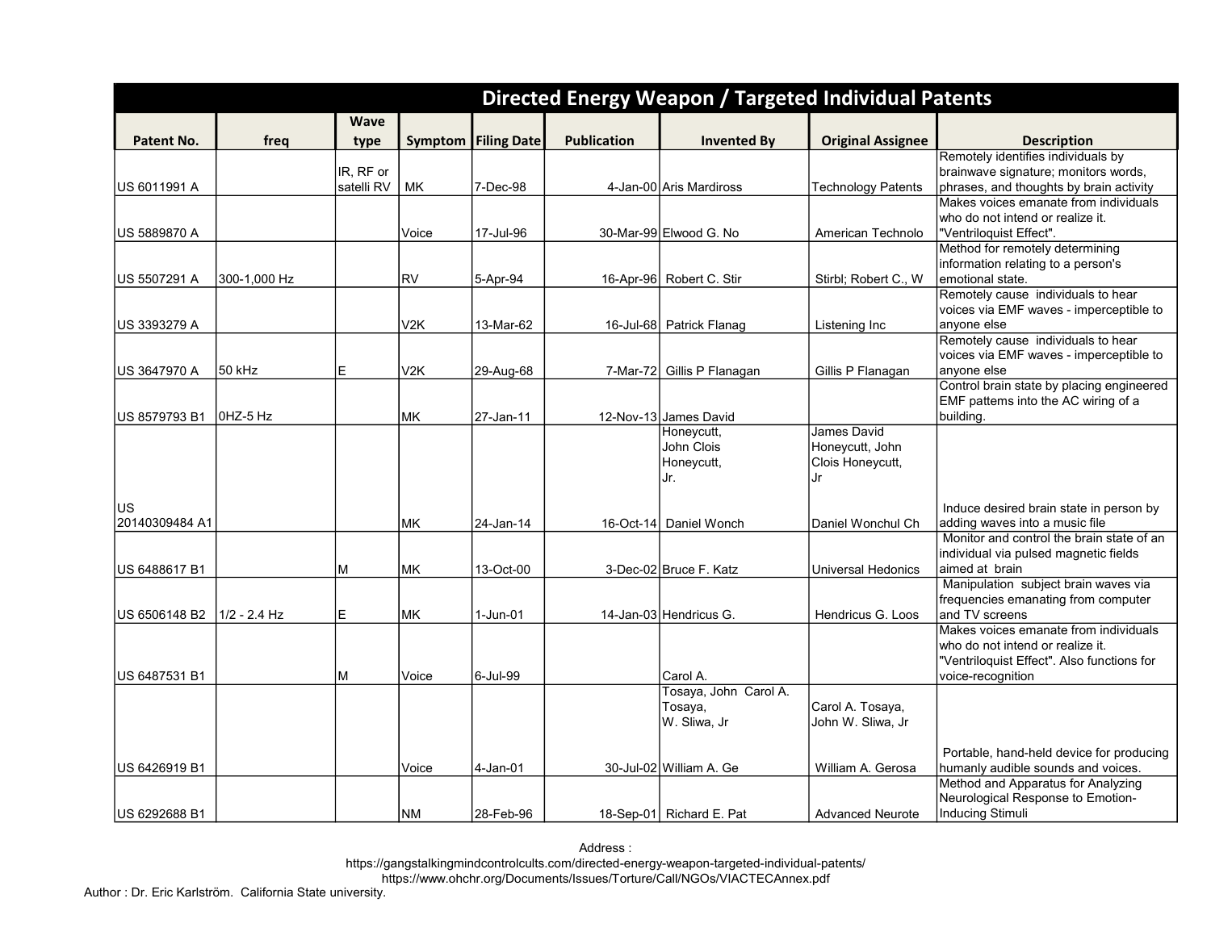| Directed Energy Weapon / Targeted Individual Patents | | | | | | | | |
|---|---|---|---|---|---|---|---|---|
| **Patent No.** | **freq** | **Wave type** | **Symptom** | **Filing Date** | **Publication** | **Invented By** | **Original Assignee** | **Description** |
| US 6011991 A | | IR, RF or satelli RV | MK | 7-Dec-98 | 4-Jan-00 | Aris Mardiross | Technology Patents | Remotely identifies individuals by brainwave signature; monitors words, phrases, and thoughts by brain activity |
| US 5889870 A | | | Voice | 17-Jul-96 | 30-Mar-99 | Elwood G. No | American Technolo | Makes voices emanate from individuals who do not intend or realize it. "Ventriloquist Effect". |
| US 5507291 A | 300-1,000 Hz | | RV | 5-Apr-94 | 16-Apr-96 | Robert C. Stir | Stirbl; Robert C., W | Method for remotely determining information relating to a person's emotional state. |
| US 3393279 A | | | V2K | 13-Mar-62 | 16-Jul-68 | Patrick Flanag | Listening Inc | Remotely cause individuals to hear voices via EMF waves - imperceptible to anyone else |
| US 3647970 A | 50 kHz | E | V2K | 29-Aug-68 | 7-Mar-72 | Gillis P Flanagan | Gillis P Flanagan | Remotely cause individuals to hear voices via EMF waves - imperceptible to anyone else |
| US 8579793 B1 | 0HZ-5 Hz | | MK | 27-Jan-11 | 12-Nov-13 | James David | | Control brain state by placing engineered EMF patterns into the AC wiring of a building. |
| US 20140309484 A1 | | | MK | 24-Jan-14 | 16-Oct-14 | Honeycutt, John Clois Honeycutt, Jr. Daniel Wonch | James David Honeycutt, John Clois Honeycutt, Jr Daniel Wonchul Ch | Induce desired brain state in person by adding waves into a music file |
| US 6488617 B1 | | M | MK | 13-Oct-00 | 3-Dec-02 | Bruce F. Katz | Universal Hedonics | Monitor and control the brain state of an individual via pulsed magnetic fields aimed at brain |
| US 6506148 B2 | 1/2 - 2.4 Hz | E | MK | 1-Jun-01 | 14-Jan-03 | Hendricus G. | Hendricus G. Loos | Manipulation subject brain waves via frequencies emanating from computer and TV screens |
| US 6487531 B1 | | M | Voice | 6-Jul-99 | | Carol A. | | Makes voices emanate from individuals who do not intend or realize it. "Ventriloquist Effect". Also functions for voice-recognition |
| US 6426919 B1 | | | Voice | 4-Jan-01 | 30-Jul-02 | Tosaya, John Carol A. Tosaya, W. Sliwa, Jr William A. Ge | Carol A. Tosaya, John W. Sliwa, Jr William A. Gerosa | Portable, hand-held device for producing humanly audible sounds and voices. |
| US 6292688 B1 | | | NM | 28-Feb-96 | 18-Sep-01 | Richard E. Pat | Advanced Neurote | Method and Apparatus for Analyzing Neurological Response to Emotion-Inducing Stimuli |

Address :
https://gangstalkingmindcontrolcults.com/directed-energy-weapon-targeted-individual-patents/
https://www.ohchr.org/Documents/Issues/Torture/Call/NGOs/VIACTECAnnex.pdf

Author : Dr. Eric Karlström. California State university.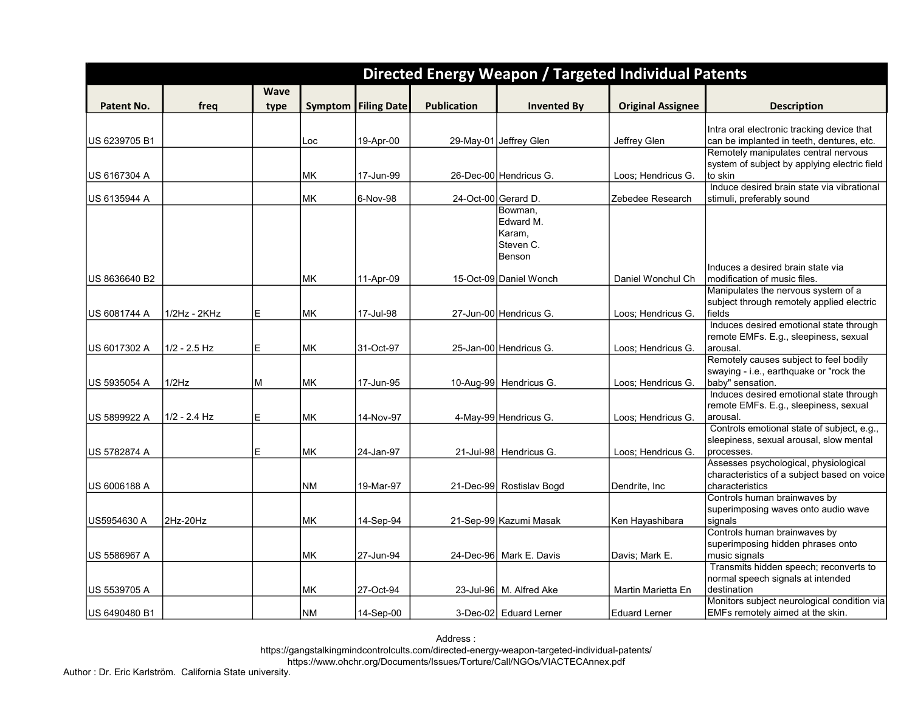| Directed Energy Weapon / Targeted Individual Patents | | | | | | | | |
|---|---|---|---|---|---|---|---|---|
| **Patent No.** | **freq** | **Wave type** | **Symptom** | **Filing Date** | **Publication** | **Invented By** | **Original Assignee** | **Description** |
| US 6239705 B1 | | | Loc | 19-Apr-00 | 29-May-01 | Jeffrey Glen | Jeffrey Glen | Intra oral electronic tracking device that can be implanted in teeth, dentures, etc. |
| US 6167304 A | | | MK | 17-Jun-99 | 26-Dec-00 | Hendricus G. | Loos; Hendricus G. | Remotely manipulates central nervous system of subject by applying electric field to skin |
| US 6135944 A | | | MK | 6-Nov-98 | 24-Oct-00 | Gerard D. | Zebedee Research | Induce desired brain state via vibrational stimuli, preferably sound |
| US 8636640 B2 | | | MK | 11-Apr-09 | 15-Oct-09 | Bowman, Edward M. Karam, Steven C. Benson Daniel Wonch | Daniel Wonchul Ch | Induces a desired brain state via modification of music files. |
| US 6081744 A | 1/2Hz - 2KHz | E | MK | 17-Jul-98 | 27-Jun-00 | Hendricus G. | Loos; Hendricus G. | Manipulates the nervous system of a subject through remotely applied electric fields |
| US 6017302 A | 1/2 - 2.5 Hz | E | MK | 31-Oct-97 | 25-Jan-00 | Hendricus G. | Loos; Hendricus G. | Induces desired emotional state through remote EMFs. E.g., sleepiness, sexual arousal. |
| US 5935054 A | 1/2Hz | M | MK | 17-Jun-95 | 10-Aug-99 | Hendricus G. | Loos; Hendricus G. | Remotely causes subject to feel bodily swaying - i.e., earthquake or "rock the baby" sensation. |
| US 5899922 A | 1/2 - 2.4 Hz | E | MK | 14-Nov-97 | 4-May-99 | Hendricus G. | Loos; Hendricus G. | Induces desired emotional state through remote EMFs. E.g., sleepiness, sexual arousal. |
| US 5782874 A | | E | MK | 24-Jan-97 | 21-Jul-98 | Hendricus G. | Loos; Hendricus G. | Controls emotional state of subject, e.g., sleepiness, sexual arousal, slow mental processes. |
| US 6006188 A | | | NM | 19-Mar-97 | 21-Dec-99 | Rostislav Bogd | Dendrite, Inc | Assesses psychological, physiological characteristics of a subject based on voice characteristics |
| US5954630 A | 2Hz-20Hz | | MK | 14-Sep-94 | 21-Sep-99 | Kazumi Masak | Ken Hayashibara | Controls human brainwaves by superimposing waves onto audio wave signals |
| US 5586967 A | | | MK | 27-Jun-94 | 24-Dec-96 | Mark E. Davis | Davis; Mark E. | Controls human brainwaves by superimposing hidden phrases onto music signals |
| US 5539705 A | | | MK | 27-Oct-94 | 23-Jul-96 | M. Alfred Ake | Martin Marietta En | Transmits hidden speech; reconverts to normal speech signals at intended destination |
| US 6490480 B1 | | | NM | 14-Sep-00 | 3-Dec-02 | Eduard Lerner | Eduard Lerner | Monitors subject neurological condition via EMFs remotely aimed at the skin. |

Address :
https://gangstalkingmindcontrolcults.com/directed-energy-weapon-targeted-individual-patents/
https://www.ohchr.org/Documents/Issues/Torture/Call/NGOs/VIACTECAnnex.pdf

Author : Dr. Eric Karlström. California State university.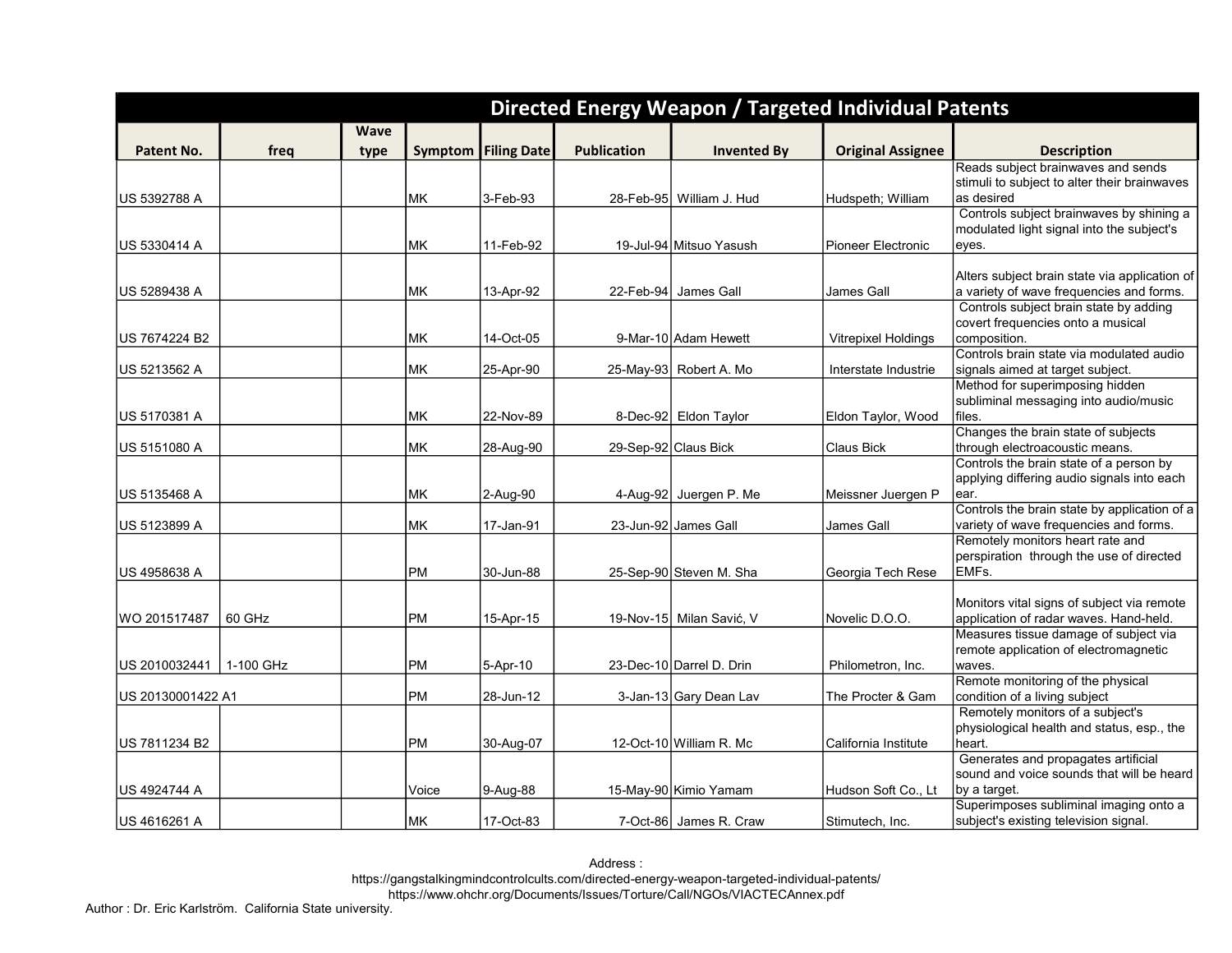# Directed Energy Weapon / Targeted Individual Patents

| Patent No. | freq | Wave type | Symptom | Filing Date | Publication | Invented By | Original Assignee | Description |
|---|---|---|---|---|---|---|---|---|
| US 5392788 A | | | MK | 3-Feb-93 | 28-Feb-95 | William J. Hud | Hudspeth; William | Reads subject brainwaves and sends stimuli to subject to alter their brainwaves as desired |
| US 5330414 A | | | MK | 11-Feb-92 | 19-Jul-94 | Mitsuo Yasush | Pioneer Electronic | Controls subject brainwaves by shining a modulated light signal into the subject's eyes. |
| US 5289438 A | | | MK | 13-Apr-92 | 22-Feb-94 | James Gall | James Gall | Alters subject brain state via application of a variety of wave frequencies and forms. |
| US 7674224 B2 | | | MK | 14-Oct-05 | 9-Mar-10 | Adam Hewett | Vitrepixel Holdings | Controls subject brain state by adding covert frequencies onto a musical composition. |
| US 5213562 A | | | MK | 25-Apr-90 | 25-May-93 | Robert A. Mo | Interstate Industrie | Controls brain state via modulated audio signals aimed at target subject. |
| US 5170381 A | | | MK | 22-Nov-89 | 8-Dec-92 | Eldon Taylor | Eldon Taylor, Wood | Method for superimposing hidden subliminal messaging into audio/music files. |
| US 5151080 A | | | MK | 28-Aug-90 | 29-Sep-92 | Claus Bick | Claus Bick | Changes the brain state of subjects through electroacoustic means. |
| US 5135468 A | | | MK | 2-Aug-90 | 4-Aug-92 | Juergen P. Me | Meissner Juergen P | Controls the brain state of a person by applying differing audio signals into each ear. |
| US 5123899 A | | | MK | 17-Jan-91 | 23-Jun-92 | James Gall | James Gall | Controls the brain state by application of a variety of wave frequencies and forms. |
| US 4958638 A | | | PM | 30-Jun-88 | 25-Sep-90 | Steven M. Sha | Georgia Tech Rese | Remotely monitors heart rate and perspiration through the use of directed EMFs. |
| WO 201517487 | 60 GHz | | PM | 15-Apr-15 | 19-Nov-15 | Milan Savić, V | Novelic D.O.O. | Monitors vital signs of subject via remote application of radar waves. Hand-held. |
| US 2010032441 | 1-100 GHz | | PM | 5-Apr-10 | 23-Dec-10 | Darrel D. Drin | Philometron, Inc. | Measures tissue damage of subject via remote application of electromagnetic waves. |
| US 20130001422 A1 | | | PM | 28-Jun-12 | 3-Jan-13 | Gary Dean Lav | The Procter & Gam | Remote monitoring of the physical condition of a living subject |
| US 7811234 B2 | | | PM | 30-Aug-07 | 12-Oct-10 | William R. Mc | California Institute | Remotely monitors of a subject's physiological health and status, esp., the heart. |
| US 4924744 A | | | Voice | 9-Aug-88 | 15-May-90 | Kimio Yamam | Hudson Soft Co., Lt | Generates and propagates artificial sound and voice sounds that will be heard by a target. |
| US 4616261 A | | | MK | 17-Oct-83 | 7-Oct-86 | James R. Craw | Stimutech, Inc. | Superimposes subliminal imaging onto a subject's existing television signal. |

Address :
https://gangstalkingmindcontrolcults.com/directed-energy-weapon-targeted-individual-patents/
https://www.ohchr.org/Documents/Issues/Torture/Call/NGOs/VIACTECAnnex.pdf

Author : Dr. Eric Karlström. California State university.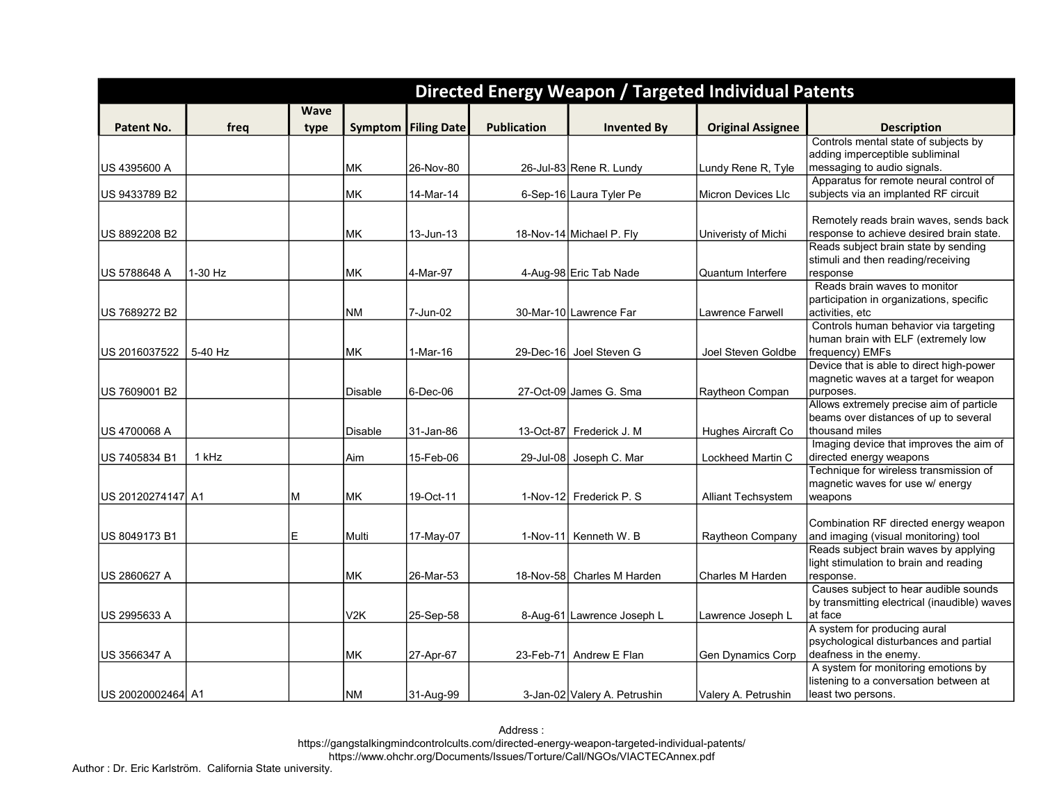## Directed Energy Weapon / Targeted Individual Patents

| Patent No. | freq | Wave type | Symptom | Filing Date | Publication | Invented By | Original Assignee | Description |
|---|---|---|---|---|---|---|---|---|
| US 4395600 A | | | MK | 26-Nov-80 | 26-Jul-83 | Rene R. Lundy | Lundy Rene R, Tyle | Controls mental state of subjects by adding imperceptible subliminal messaging to audio signals. |
| US 9433789 B2 | | | MK | 14-Mar-14 | 6-Sep-16 | Laura Tyler Pe | Micron Devices Llc | Apparatus for remote neural control of subjects via an implanted RF circuit |
| US 8892208 B2 | | | MK | 13-Jun-13 | 18-Nov-14 | Michael P. Fly | Univeristy of Michi | Remotely reads brain waves, sends back response to achieve desired brain state. |
| US 5788648 A | 1-30 Hz | | MK | 4-Mar-97 | 4-Aug-98 | Eric Tab Nade | Quantum Interfere | Reads subject brain state by sending stimuli and then reading/receiving response |
| US 7689272 B2 | | | NM | 7-Jun-02 | 30-Mar-10 | Lawrence Far | Lawrence Farwell | Reads brain waves to monitor participation in organizations, specific activities, etc |
| US 2016037522 | 5-40 Hz | | MK | 1-Mar-16 | 29-Dec-16 | Joel Steven G | Joel Steven Goldbe | Controls human behavior via targeting human brain with ELF (extremely low frequency) EMFs |
| US 7609001 B2 | | | Disable | 6-Dec-06 | 27-Oct-09 | James G. Sma | Raytheon Compan | Device that is able to direct high-power magnetic waves at a target for weapon purposes. |
| US 4700068 A | | | Disable | 31-Jan-86 | 13-Oct-87 | Frederick J. M | Hughes Aircraft Co | Allows extremely precise aim of particle beams over distances of up to several thousand miles |
| US 7405834 B1 | 1 kHz | | Aim | 15-Feb-06 | 29-Jul-08 | Joseph C. Mar | Lockheed Martin C | Imaging device that improves the aim of directed energy weapons |
| US 20120274147 | A1 | M | MK | 19-Oct-11 | 1-Nov-12 | Frederick P. S | Alliant Techsystem | Technique for wireless transmission of magnetic waves for use w/ energy weapons |
| US 8049173 B1 | | E | Multi | 17-May-07 | 1-Nov-11 | Kenneth W. B | Raytheon Company | Combination RF directed energy weapon and imaging (visual monitoring) tool |
| US 2860627 A | | | MK | 26-Mar-53 | 18-Nov-58 | Charles M Harden | Charles M Harden | Reads subject brain waves by applying light stimulation to brain and reading response. |
| US 2995633 A | | | V2K | 25-Sep-58 | 8-Aug-61 | Lawrence Joseph L | Lawrence Joseph L | Causes subject to hear audible sounds by transmitting electrical (inaudible) waves at face |
| US 3566347 A | | | MK | 27-Apr-67 | 23-Feb-71 | Andrew E Flan | Gen Dynamics Corp | A system for producing aural psychological disturbances and partial deafness in the enemy. |
| US 20020002464 | A1 | | NM | 31-Aug-99 | 3-Jan-02 | Valery A. Petrushin | Valery A. Petrushin | A system for monitoring emotions by listening to a conversation between at least two persons. |

Address :
https://gangstalkingmindcontrolcults.com/directed-energy-weapon-targeted-individual-patents/
https://www.ohchr.org/Documents/Issues/Torture/Call/NGOs/VIACTECAnnex.pdf

Author : Dr. Eric Karlström. California State university.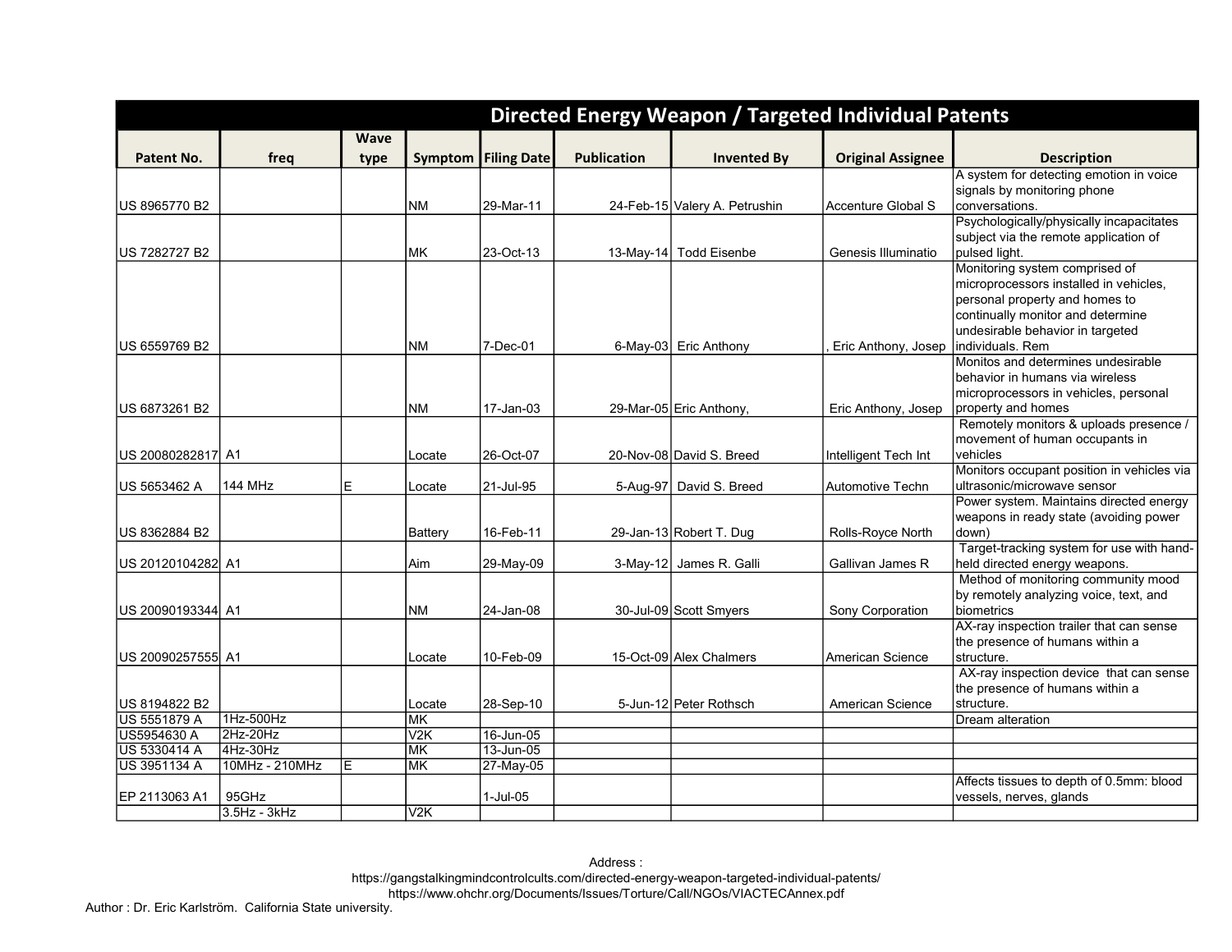# Directed Energy Weapon / Targeted Individual Patents

| Patent No. | freq | Wave type | Symptom | Filing Date | Publication | Invented By | Original Assignee | Description |
|---|---|---|---|---|---|---|---|---|
| US 8965770 B2 | | | NM | 29-Mar-11 | 24-Feb-15 | Valery A. Petrushin | Accenture Global S | A system for detecting emotion in voice signals by monitoring phone conversations. |
| US 7282727 B2 | | | MK | 23-Oct-13 | 13-May-14 | Todd Eisenbe | Genesis Illuminatio | Psychologically/physically incapacitates subject via the remote application of pulsed light. |
| US 6559769 B2 | | | NM | 7-Dec-01 | 6-May-03 | Eric Anthony | , Eric Anthony, Josep | Monitoring system comprised of microprocessors installed in vehicles, personal property and homes to continually monitor and determine undesirable behavior in targeted individuals. Rem |
| US 6873261 B2 | | | NM | 17-Jan-03 | 29-Mar-05 | Eric Anthony, | Eric Anthony, Josep | Monitos and determines undesirable behavior in humans via wireless microprocessors in vehicles, personal property and homes |
| US 20080282817 | A1 | | Locate | 26-Oct-07 | 20-Nov-08 | David S. Breed | Intelligent Tech Int | Remotely monitors & uploads presence / movement of human occupants in vehicles |
| US 5653462 A | 144 MHz | E | Locate | 21-Jul-95 | 5-Aug-97 | David S. Breed | Automotive Techn | Monitors occupant position in vehicles via ultrasonic/microwave sensor |
| US 8362884 B2 | | | Battery | 16-Feb-11 | 29-Jan-13 | Robert T. Dug | Rolls-Royce North | Power system. Maintains directed energy weapons in ready state (avoiding power down) |
| US 20120104282 | A1 | | Aim | 29-May-09 | 3-May-12 | James R. Galli | Gallivan James R | Target-tracking system for use with hand-held directed energy weapons. |
| US 20090193344 | A1 | | NM | 24-Jan-08 | 30-Jul-09 | Scott Smyers | Sony Corporation | Method of monitoring community mood by remotely analyzing voice, text, and biometrics |
| US 20090257555 | A1 | | Locate | 10-Feb-09 | 15-Oct-09 | Alex Chalmers | American Science | AX-ray inspection trailer that can sense the presence of humans within a structure. |
| US 8194822 B2 | | | Locate | 28-Sep-10 | 5-Jun-12 | Peter Rothsch | American Science | AX-ray inspection device that can sense the presence of humans within a structure. |
| US 5551879 A | 1Hz-500Hz | | MK | | | | | Dream alteration |
| US5954630 A | 2Hz-20Hz | | V2K | 16-Jun-05 | | | | |
| US 5330414 A | 4Hz-30Hz | | MK | 13-Jun-05 | | | | |
| US 3951134 A | 10MHz - 210MHz | E | MK | 27-May-05 | | | | |
| EP 2113063 A1 | 95GHz | | | 1-Jul-05 | | | | Affects tissues to depth of 0.5mm: blood vessels, nerves, glands |
| | 3.5Hz - 3kHz | | V2K | | | | | |

Address :
https://gangstalkingmindcontrolcults.com/directed-energy-weapon-targeted-individual-patents/
https://www.ohchr.org/Documents/Issues/Torture/Call/NGOs/VIACTECAnnex.pdf

Author : Dr. Eric Karlström. California State university.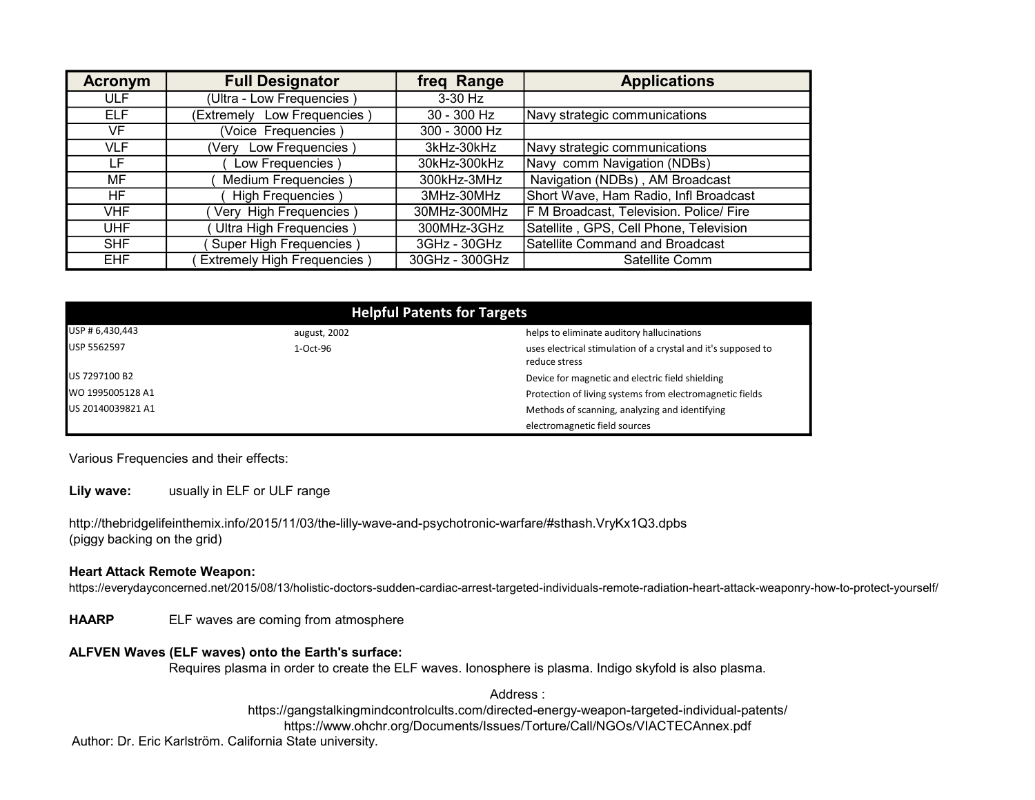| Acronym | Full Designator | freq Range | Applications |
|---|---|---|---|
| ULF | (Ultra - Low Frequencies ) | 3-30 Hz | |
| ELF | (Extremely Low Frequencies ) | 30 - 300 Hz | Navy strategic communications |
| VF | (Voice Frequencies ) | 300 - 3000 Hz | |
| VLF | (Very Low Frequencies ) | 3kHz-30kHz | Navy strategic communications |
| LF | ( Low Frequencies ) | 30kHz-300kHz | Navy comm Navigation (NDBs) |
| MF | ( Medium Frequencies ) | 300kHz-3MHz | Navigation (NDBs) , AM Broadcast |
| HF | ( High Frequencies ) | 3MHz-30MHz | Short Wave, Ham Radio, Infl Broadcast |
| VHF | ( Very High Frequencies ) | 30MHz-300MHz | F M Broadcast, Television. Police/ Fire |
| UHF | ( Ultra High Frequencies ) | 300MHz-3GHz | Satellite , GPS, Cell Phone, Television |
| SHF | ( Super High Frequencies ) | 3GHz - 30GHz | Satellite Command and Broadcast |
| EHF | ( Extremely High Frequencies ) | 30GHz - 300GHz | Satellite Comm |

| Helpful Patents for Targets | | |
|---|---|---|
| USP # 6,430,443 | august, 2002 | helps to eliminate auditory hallucinations |
| USP 5562597 | 1-Oct-96 | uses electrical stimulation of a crystal and it's supposed to reduce stress |
| US 7297100 B2 | | Device for magnetic and electric field shielding |
| WO 1995005128 A1 | | Protection of living systems from electromagnetic fields |
| US 20140039821 A1 | | Methods of scanning, analyzing and identifying electromagnetic field sources |

Various Frequencies and their effects:

**Lily wave:** usually in ELF or ULF range

http://thebridgelifeinthemix.info/2015/11/03/the-lilly-wave-and-psychotronic-warfare/#sthash.VryKx1Q3.dpbs
(piggy backing on the grid)

**Heart Attack Remote Weapon:**
https://everydayconcerned.net/2015/08/13/holistic-doctors-sudden-cardiac-arrest-targeted-individuals-remote-radiation-heart-attack-weaponry-how-to-protect-yourself/

**HAARP** ELF waves are coming from atmosphere

**ALFVEN Waves (ELF waves) onto the Earth's surface:**
Requires plasma in order to create the ELF waves. Ionosphere is plasma. Indigo skyfold is also plasma.

Address :
https://gangstalkingmindcontrolcults.com/directed-energy-weapon-targeted-individual-patents/
https://www.ohchr.org/Documents/Issues/Torture/Call/NGOs/VIACTECAnnex.pdf

Author: Dr. Eric Karlström. California State university.